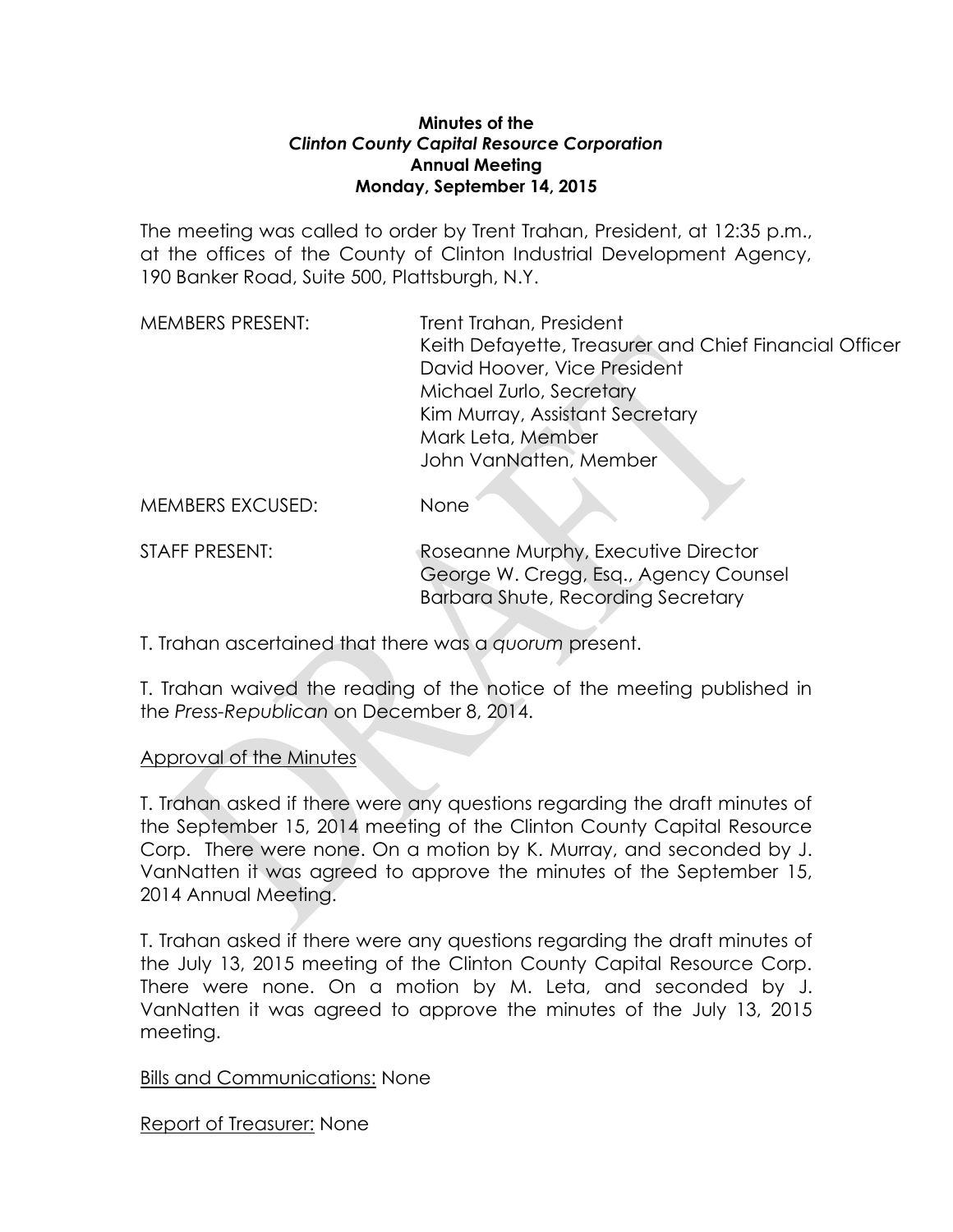**Minutes of the**
***Clinton County Capital Resource Corporation***
**Annual Meeting**
**Monday, September 14, 2015**

The meeting was called to order by Trent Trahan, President, at 12:35 p.m., at the offices of the County of Clinton Industrial Development Agency, 190 Banker Road, Suite 500, Plattsburgh, N.Y.

MEMBERS PRESENT:
- Trent Trahan, President
- Keith Defayette, Treasurer and Chief Financial Officer
- David Hoover, Vice President
- Michael Zurlo, Secretary
- Kim Murray, Assistant Secretary
- Mark Leta, Member
- John VanNatten, Member

MEMBERS EXCUSED: None

STAFF PRESENT:
- Roseanne Murphy, Executive Director
- George W. Cregg, Esq., Agency Counsel
- Barbara Shute, Recording Secretary

T. Trahan ascertained that there was a *quorum* present.

T. Trahan waived the reading of the notice of the meeting published in the *Press-Republican* on December 8, 2014.

<u>Approval of the Minutes</u>

T. Trahan asked if there were any questions regarding the draft minutes of the September 15, 2014 meeting of the Clinton County Capital Resource Corp. There were none. On a motion by K. Murray, and seconded by J. VanNatten it was agreed to approve the minutes of the September 15, 2014 Annual Meeting.

T. Trahan asked if there were any questions regarding the draft minutes of the July 13, 2015 meeting of the Clinton County Capital Resource Corp. There were none. On a motion by M. Leta, and seconded by J. VanNatten it was agreed to approve the minutes of the July 13, 2015 meeting.

<u>Bills and Communications:</u> None

<u>Report of Treasurer:</u> None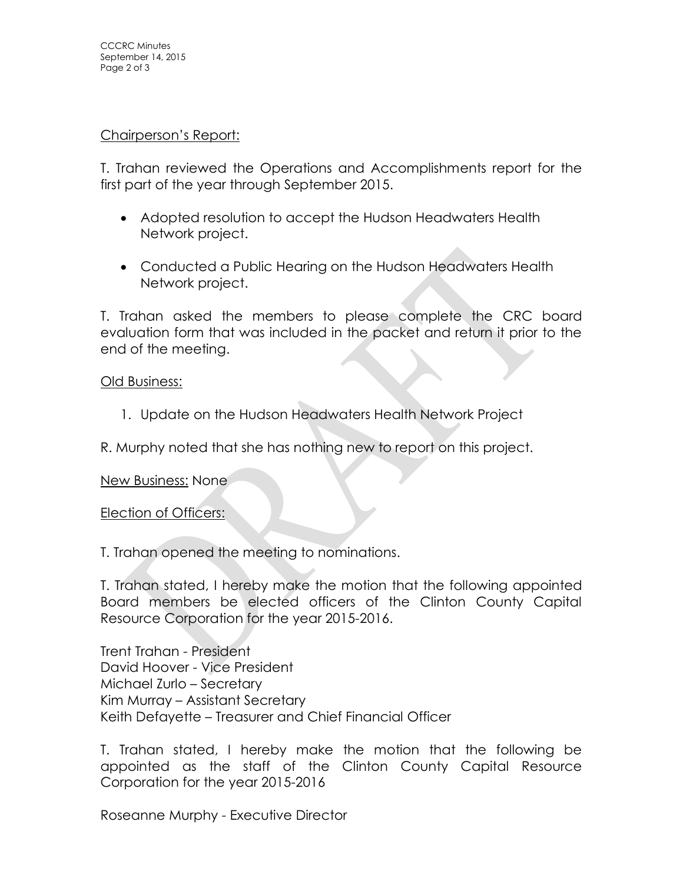Chairperson's Report:

T. Trahan reviewed the Operations and Accomplishments report for the first part of the year through September 2015.

- Adopted resolution to accept the Hudson Headwaters Health Network project.
- Conducted a Public Hearing on the Hudson Headwaters Health Network project.

T. Trahan asked the members to please complete the CRC board evaluation form that was included in the packet and return it prior to the end of the meeting.

Old Business:

1. Update on the Hudson Headwaters Health Network Project

R. Murphy noted that she has nothing new to report on this project.

New Business: None

Election of Officers:

T. Trahan opened the meeting to nominations.

T. Trahan stated, I hereby make the motion that the following appointed Board members be elected officers of the Clinton County Capital Resource Corporation for the year 2015-2016.

Trent Trahan - President
David Hoover - Vice President
Michael Zurlo – Secretary
Kim Murray – Assistant Secretary
Keith Defayette – Treasurer and Chief Financial Officer

T. Trahan stated, I hereby make the motion that the following be appointed as the staff of the Clinton County Capital Resource Corporation for the year 2015-2016

Roseanne Murphy - Executive Director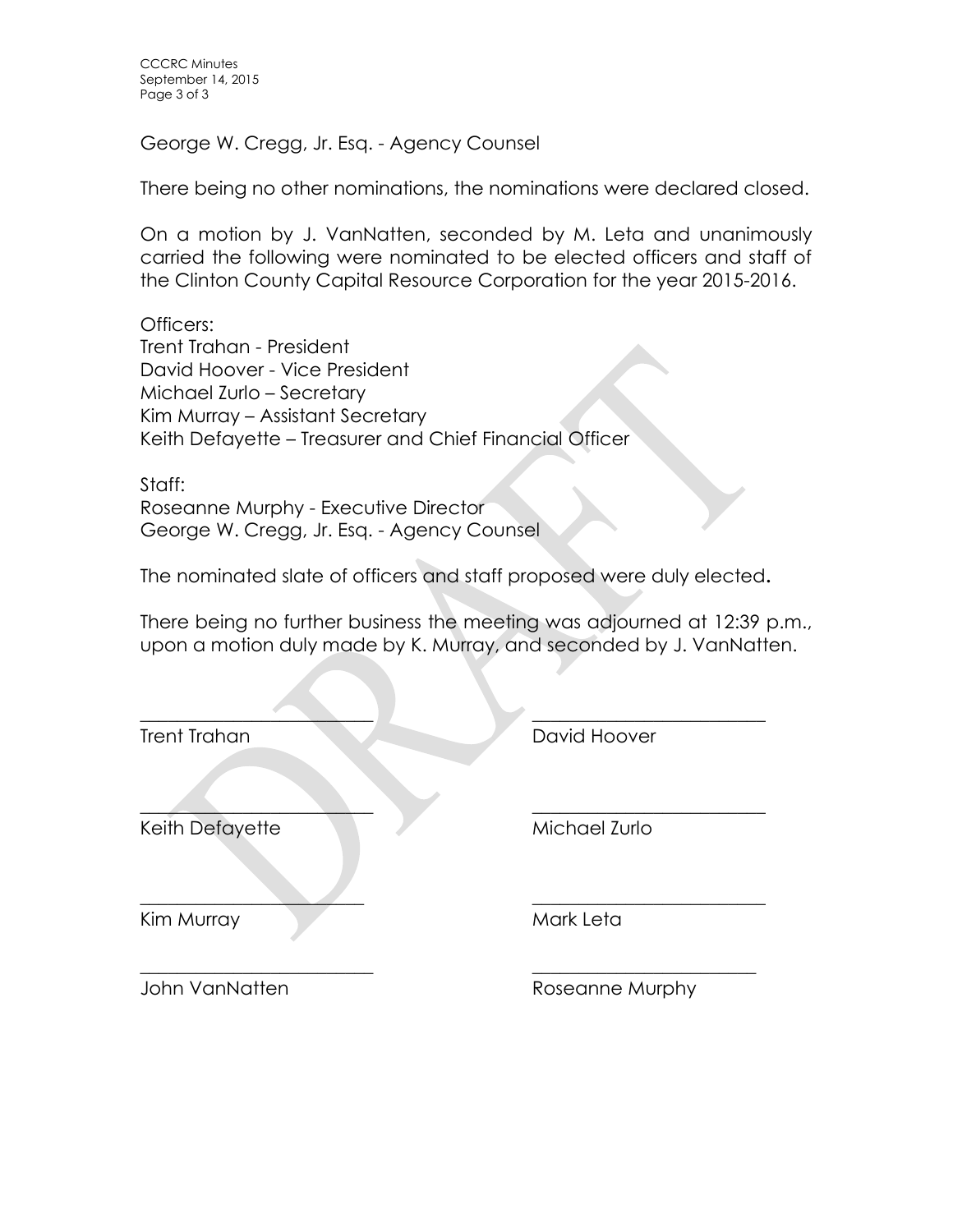George W. Cregg, Jr. Esq. - Agency Counsel

There being no other nominations, the nominations were declared closed.

On a motion by J. VanNatten, seconded by M. Leta and unanimously carried the following were nominated to be elected officers and staff of the Clinton County Capital Resource Corporation for the year 2015-2016.

Officers:
Trent Trahan - President
David Hoover - Vice President
Michael Zurlo – Secretary
Kim Murray – Assistant Secretary
Keith Defayette – Treasurer and Chief Financial Officer

Staff:
Roseanne Murphy - Executive Director
George W. Cregg, Jr. Esq. - Agency Counsel

The nominated slate of officers and staff proposed were duly elected.

There being no further business the meeting was adjourned at 12:39 p.m., upon a motion duly made by K. Murray, and seconded by J. VanNatten.

| | |
|---|---|
| ________________________ | ________________________ |
| Trent Trahan | David Hoover |
| ________________________ | ________________________ |
| Keith Defayette | Michael Zurlo |
| ________________________ | ________________________ |
| Kim Murray | Mark Leta |
| ________________________ | ________________________ |
| John VanNatten | Roseanne Murphy |